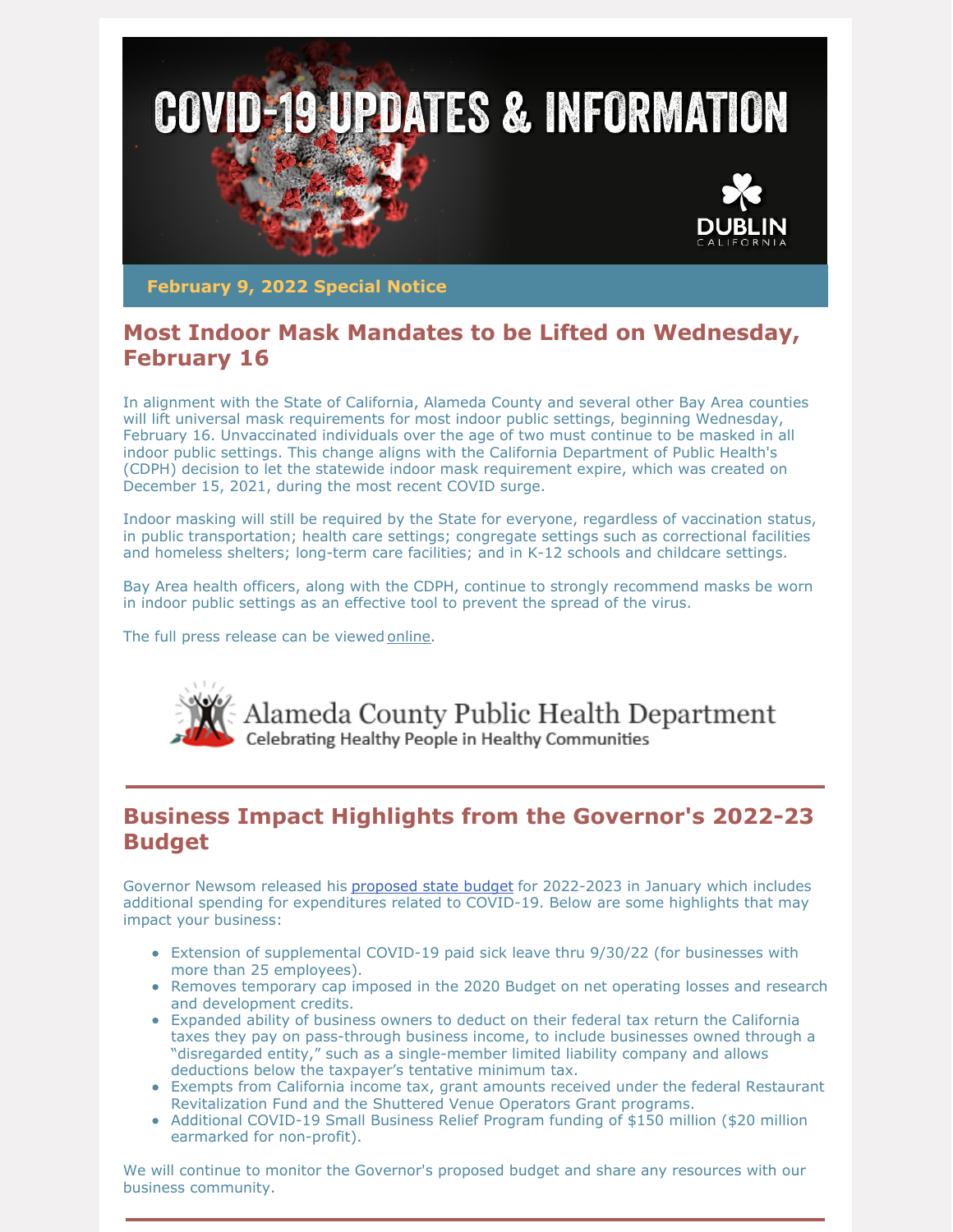# COVID-19 UPDATES & INFORMATION

DUBLIN CALIFORNIA

**February 9, 2022 Special Notice**

## Most Indoor Mask Mandates to be Lifted on Wednesday, February 16

In alignment with the State of California, Alameda County and several other Bay Area counties will lift universal mask requirements for most indoor public settings, beginning Wednesday, February 16. Unvaccinated individuals over the age of two must continue to be masked in all indoor public settings. This change aligns with the California Department of Public Health's (CDPH) decision to let the statewide indoor mask requirement expire, which was created on December 15, 2021, during the most recent COVID surge.

Indoor masking will still be required by the State for everyone, regardless of vaccination status, in public transportation; health care settings; congregate settings such as correctional facilities and homeless shelters; long-term care facilities; and in K-12 schools and childcare settings.

Bay Area health officers, along with the CDPH, continue to strongly recommend masks be worn in indoor public settings as an effective tool to prevent the spread of the virus.

The full press release can be viewed online.

Alameda County Public Health Department
Celebrating Healthy People in Healthy Communities

---

## Business Impact Highlights from the Governor's 2022-23 Budget

Governor Newsom released his proposed state budget for 2022-2023 in January which includes additional spending for expenditures related to COVID-19. Below are some highlights that may impact your business:

- Extension of supplemental COVID-19 paid sick leave thru 9/30/22 (for businesses with more than 25 employees).
- Removes temporary cap imposed in the 2020 Budget on net operating losses and research and development credits.
- Expanded ability of business owners to deduct on their federal tax return the California taxes they pay on pass-through business income, to include businesses owned through a "disregarded entity," such as a single-member limited liability company and allows deductions below the taxpayer's tentative minimum tax.
- Exempts from California income tax, grant amounts received under the federal Restaurant Revitalization Fund and the Shuttered Venue Operators Grant programs.
- Additional COVID-19 Small Business Relief Program funding of $150 million ($20 million earmarked for non-profit).

We will continue to monitor the Governor's proposed budget and share any resources with our business community.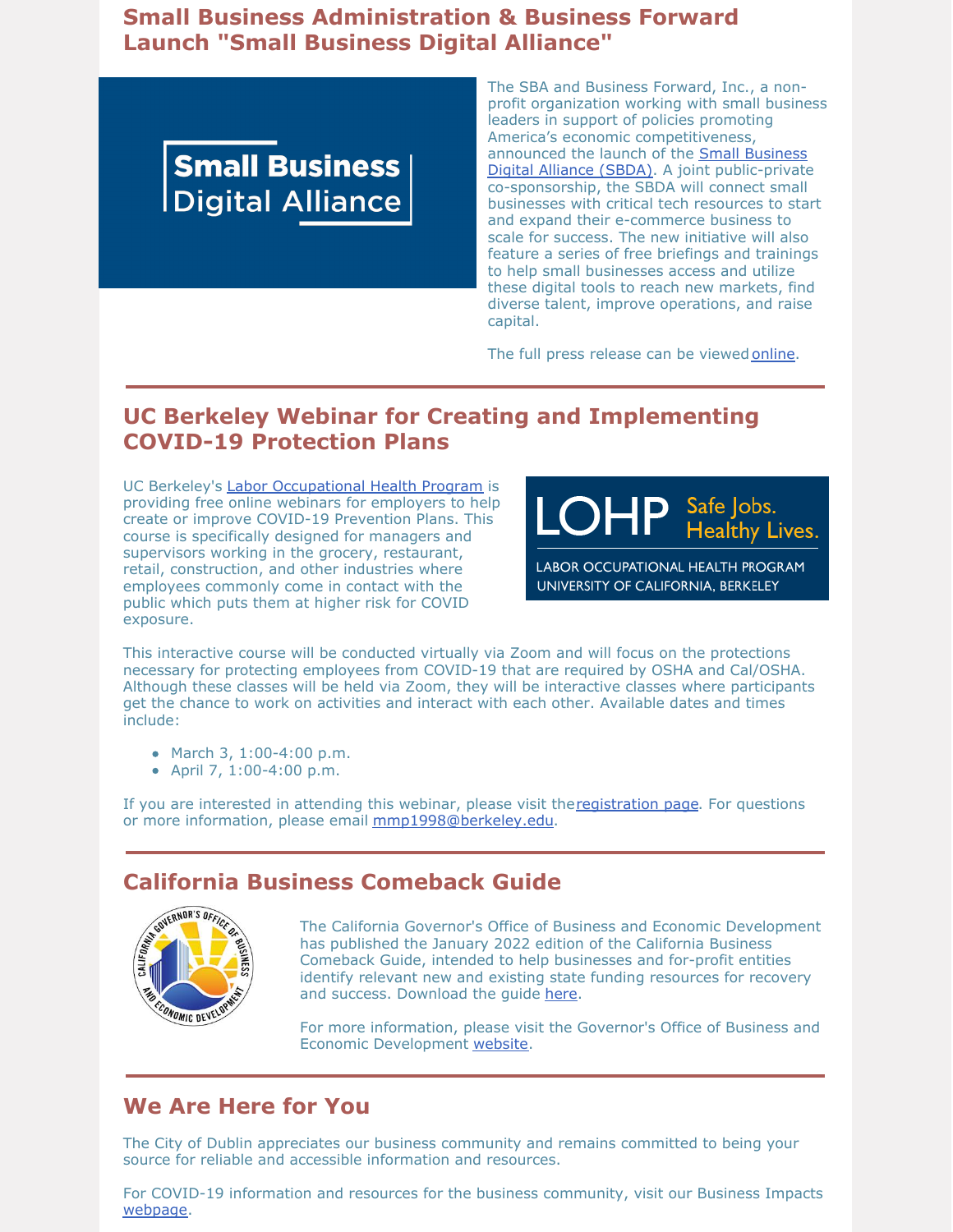## Small Business Administration & Business Forward Launch "Small Business Digital Alliance"

The SBA and Business Forward, Inc., a non-profit organization working with small business leaders in support of policies promoting America's economic competitiveness, announced the launch of the [Small Business Digital Alliance (SBDA)](). A joint public-private co-sponsorship, the SBDA will connect small businesses with critical tech resources to start and expand their e-commerce business to scale for success. The new initiative will also feature a series of free briefings and trainings to help small businesses access and utilize these digital tools to reach new markets, find diverse talent, improve operations, and raise capital.

The full press release can be viewed [online]().

---

## UC Berkeley Webinar for Creating and Implementing COVID-19 Protection Plans

UC Berkeley's [Labor Occupational Health Program]() is providing free online webinars for employers to help create or improve COVID-19 Prevention Plans. This course is specifically designed for managers and supervisors working in the grocery, restaurant, retail, construction, and other industries where employees commonly come in contact with the public which puts them at higher risk for COVID exposure.

This interactive course will be conducted virtually via Zoom and will focus on the protections necessary for protecting employees from COVID-19 that are required by OSHA and Cal/OSHA. Although these classes will be held via Zoom, they will be interactive classes where participants get the chance to work on activities and interact with each other. Available dates and times include:

- March 3, 1:00-4:00 p.m.
- April 7, 1:00-4:00 p.m.

If you are interested in attending this webinar, please visit the [registration page](). For questions or more information, please email mmp1998@berkeley.edu.

---

## California Business Comeback Guide

The California Governor's Office of Business and Economic Development has published the January 2022 edition of the California Business Comeback Guide, intended to help businesses and for-profit entities identify relevant new and existing state funding resources for recovery and success. Download the guide [here]().

For more information, please visit the Governor's Office of Business and Economic Development [website]().

---

## We Are Here for You

The City of Dublin appreciates our business community and remains committed to being your source for reliable and accessible information and resources.

For COVID-19 information and resources for the business community, visit our Business Impacts [webpage]().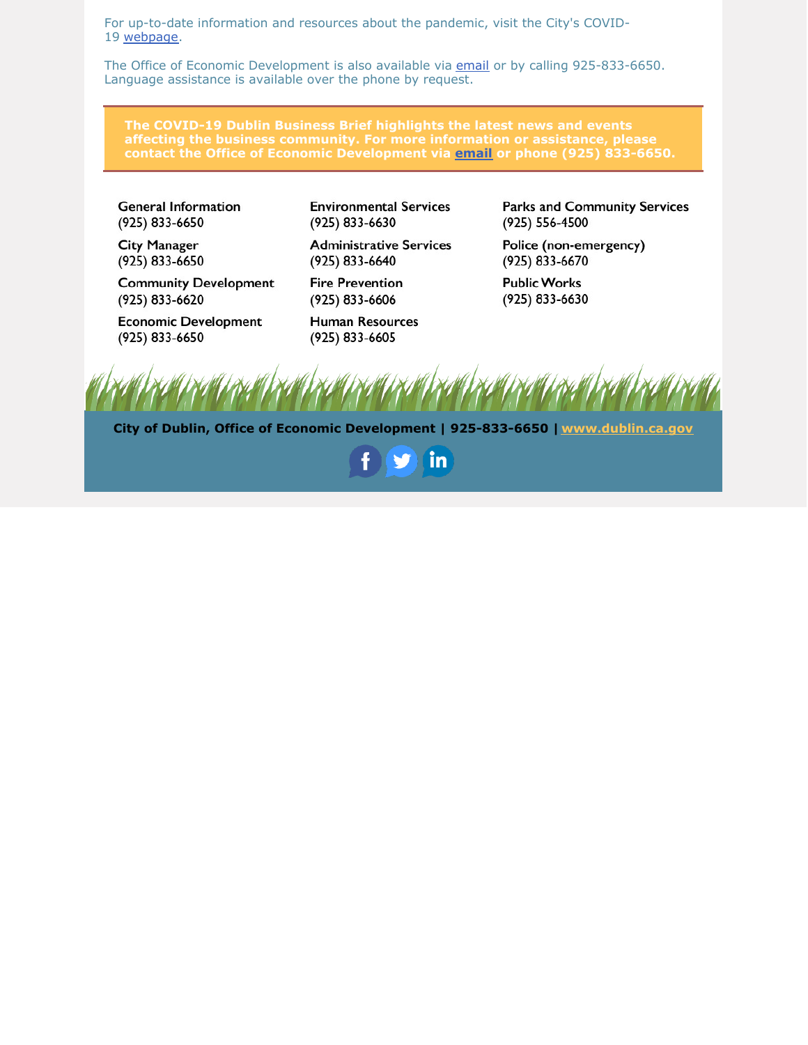For up-to-date information and resources about the pandemic, visit the City's COVID-19 webpage.

The Office of Economic Development is also available via email or by calling 925-833-6650. Language assistance is available over the phone by request.

**The COVID-19 Dublin Business Brief highlights the latest news and events affecting the business community. For more information or assistance, please contact the Office of Economic Development via email or phone (925) 833-6650.**

General Information
(925) 833-6650

City Manager
(925) 833-6650

Community Development
(925) 833-6620

Economic Development
(925) 833-6650

Environmental Services
(925) 833-6630

Administrative Services
(925) 833-6640

Fire Prevention
(925) 833-6606

Human Resources
(925) 833-6605

Parks and Community Services
(925) 556-4500

Police (non-emergency)
(925) 833-6670

Public Works
(925) 833-6630

**City of Dublin, Office of Economic Development | 925-833-6650 | www.dublin.ca.gov**